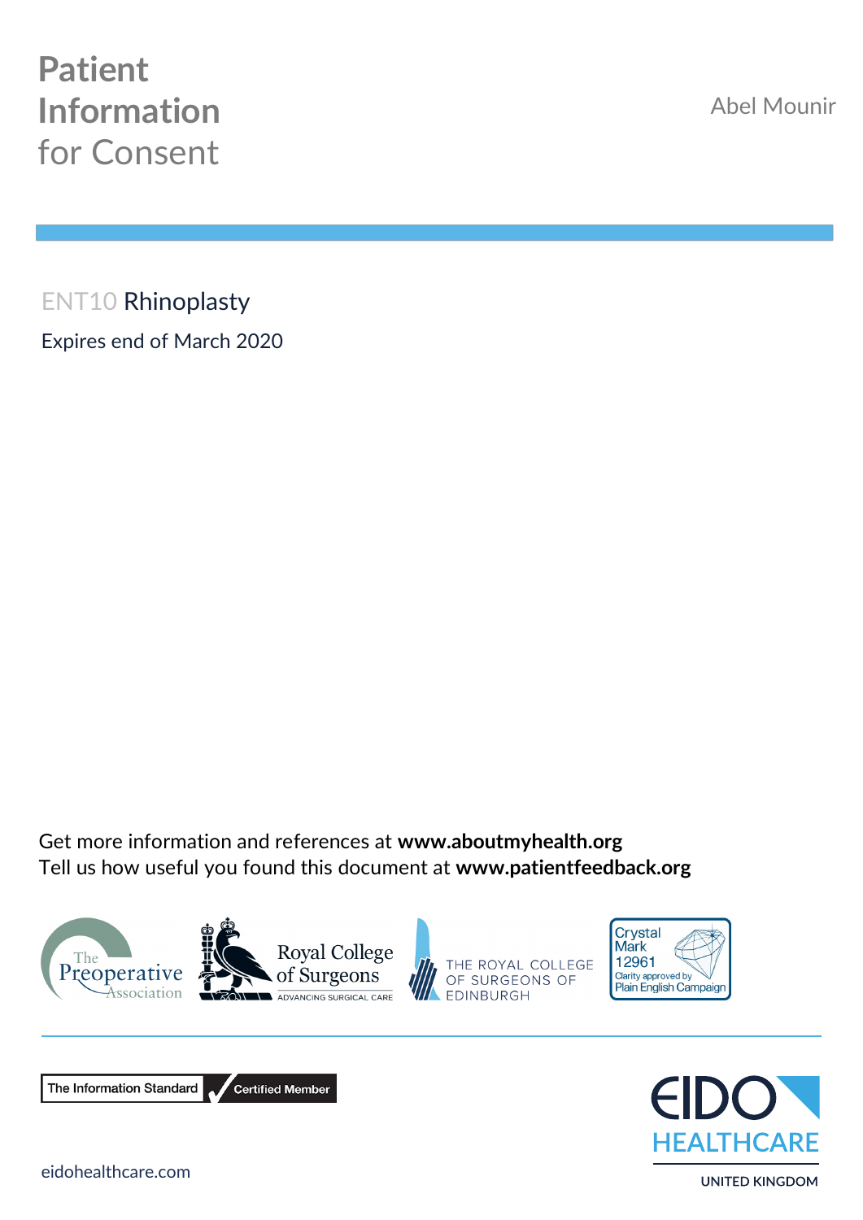# Patient Information for Consent

Abel Mounir

## ENT10 Rhinoplasty

Expires end of March 2020

Get more information and references at **www.aboutmyhealth.org**
Tell us how useful you found this document at **www.patientfeedback.org**

The Preoperative Association

Royal College of Surgeons — ADVANCING SURGICAL CARE

THE ROYAL COLLEGE OF SURGEONS OF EDINBURGH

Crystal Mark 12961 — Clarity approved by Plain English Campaign

The Information Standard — Certified Member

EIDO HEALTHCARE — UNITED KINGDOM

eidohealthcare.com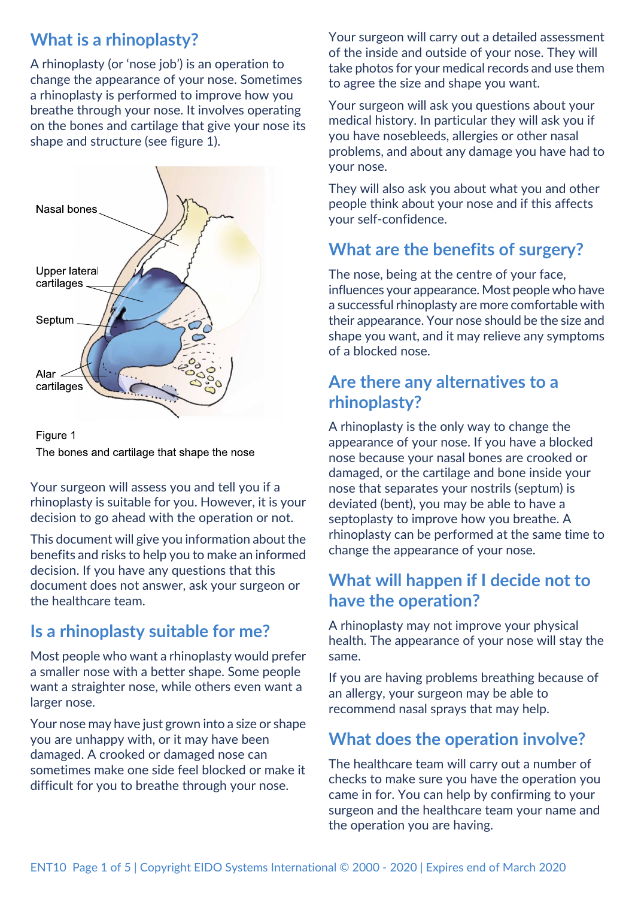## What is a rhinoplasty?

A rhinoplasty (or 'nose job') is an operation to change the appearance of your nose. Sometimes a rhinoplasty is performed to improve how you breathe through your nose. It involves operating on the bones and cartilage that give your nose its shape and structure (see figure 1).

Nasal bones

Upper lateral cartilages

Septum

Alar cartilages

Figure 1
The bones and cartilage that shape the nose

Your surgeon will assess you and tell you if a rhinoplasty is suitable for you. However, it is your decision to go ahead with the operation or not.

This document will give you information about the benefits and risks to help you to make an informed decision. If you have any questions that this document does not answer, ask your surgeon or the healthcare team.

## Is a rhinoplasty suitable for me?

Most people who want a rhinoplasty would prefer a smaller nose with a better shape. Some people want a straighter nose, while others even want a larger nose.

Your nose may have just grown into a size or shape you are unhappy with, or it may have been damaged. A crooked or damaged nose can sometimes make one side feel blocked or make it difficult for you to breathe through your nose.

Your surgeon will carry out a detailed assessment of the inside and outside of your nose. They will take photos for your medical records and use them to agree the size and shape you want.

Your surgeon will ask you questions about your medical history. In particular they will ask you if you have nosebleeds, allergies or other nasal problems, and about any damage you have had to your nose.

They will also ask you about what you and other people think about your nose and if this affects your self-confidence.

## What are the benefits of surgery?

The nose, being at the centre of your face, influences your appearance. Most people who have a successful rhinoplasty are more comfortable with their appearance. Your nose should be the size and shape you want, and it may relieve any symptoms of a blocked nose.

## Are there any alternatives to a rhinoplasty?

A rhinoplasty is the only way to change the appearance of your nose. If you have a blocked nose because your nasal bones are crooked or damaged, or the cartilage and bone inside your nose that separates your nostrils (septum) is deviated (bent), you may be able to have a septoplasty to improve how you breathe. A rhinoplasty can be performed at the same time to change the appearance of your nose.

## What will happen if I decide not to have the operation?

A rhinoplasty may not improve your physical health. The appearance of your nose will stay the same.

If you are having problems breathing because of an allergy, your surgeon may be able to recommend nasal sprays that may help.

## What does the operation involve?

The healthcare team will carry out a number of checks to make sure you have the operation you came in for. You can help by confirming to your surgeon and the healthcare team your name and the operation you are having.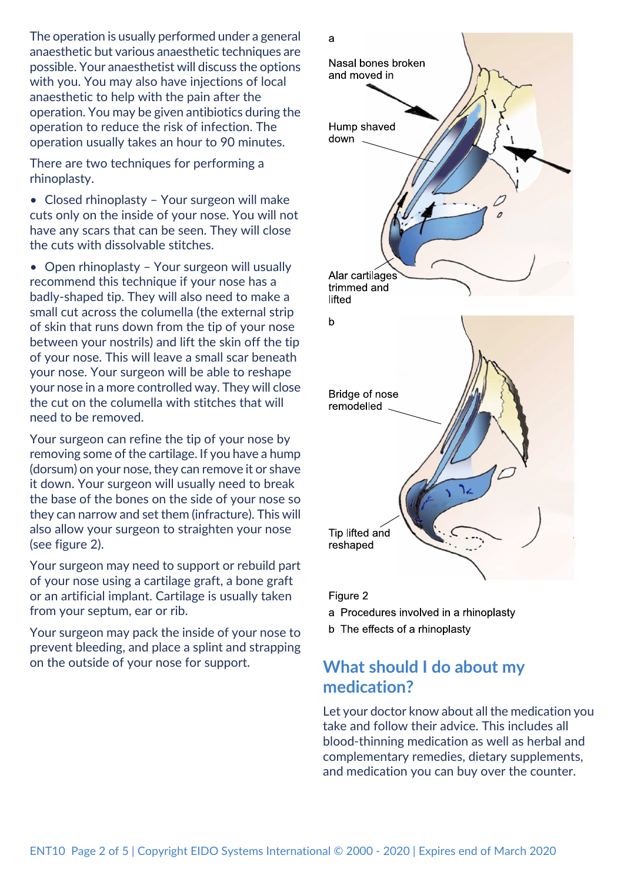The operation is usually performed under a general anaesthetic but various anaesthetic techniques are possible. Your anaesthetist will discuss the options with you. You may also have injections of local anaesthetic to help with the pain after the operation. You may be given antibiotics during the operation to reduce the risk of infection. The operation usually takes an hour to 90 minutes.

There are two techniques for performing a rhinoplasty.

- Closed rhinoplasty – Your surgeon will make cuts only on the inside of your nose. You will not have any scars that can be seen. They will close the cuts with dissolvable stitches.
- Open rhinoplasty – Your surgeon will usually recommend this technique if your nose has a badly-shaped tip. They will also need to make a small cut across the columella (the external strip of skin that runs down from the tip of your nose between your nostrils) and lift the skin off the tip of your nose. This will leave a small scar beneath your nose. Your surgeon will be able to reshape your nose in a more controlled way. They will close the cut on the columella with stitches that will need to be removed.

Your surgeon can refine the tip of your nose by removing some of the cartilage. If you have a hump (dorsum) on your nose, they can remove it or shave it down. Your surgeon will usually need to break the base of the bones on the side of your nose so they can narrow and set them (infracture). This will also allow your surgeon to straighten your nose (see figure 2).

Your surgeon may need to support or rebuild part of your nose using a cartilage graft, a bone graft or an artificial implant. Cartilage is usually taken from your septum, ear or rib.

Your surgeon may pack the inside of your nose to prevent bleeding, and place a splint and strapping on the outside of your nose for support.

a

Nasal bones broken and moved in

Hump shaved down

Alar cartilages trimmed and lifted

b

Bridge of nose remodelled

Tip lifted and reshaped

Figure 2

a Procedures involved in a rhinoplasty

b The effects of a rhinoplasty

## What should I do about my medication?

Let your doctor know about all the medication you take and follow their advice. This includes all blood-thinning medication as well as herbal and complementary remedies, dietary supplements, and medication you can buy over the counter.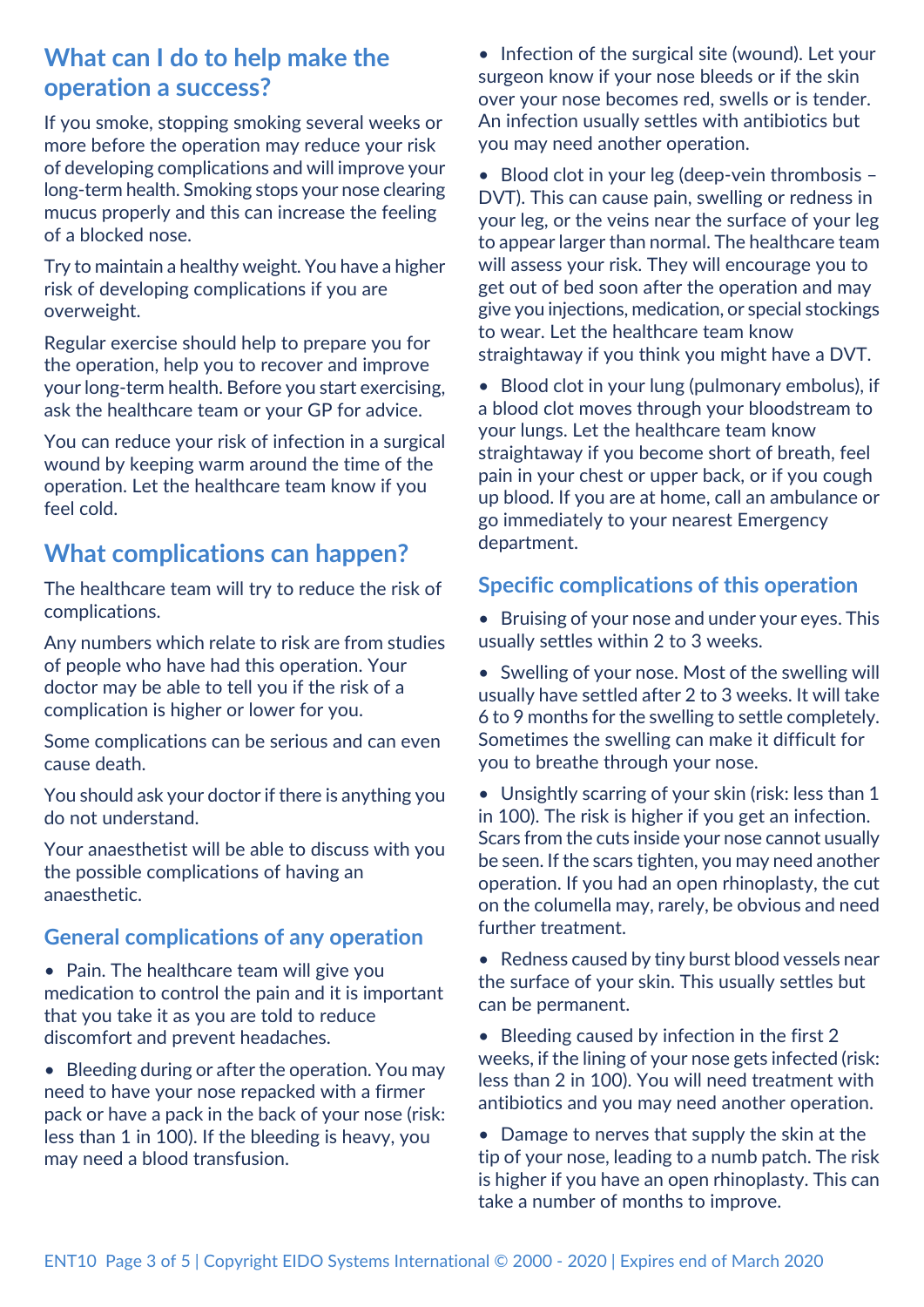## What can I do to help make the operation a success?

If you smoke, stopping smoking several weeks or more before the operation may reduce your risk of developing complications and will improve your long-term health. Smoking stops your nose clearing mucus properly and this can increase the feeling of a blocked nose.

Try to maintain a healthy weight. You have a higher risk of developing complications if you are overweight.

Regular exercise should help to prepare you for the operation, help you to recover and improve your long-term health. Before you start exercising, ask the healthcare team or your GP for advice.

You can reduce your risk of infection in a surgical wound by keeping warm around the time of the operation. Let the healthcare team know if you feel cold.

## What complications can happen?

The healthcare team will try to reduce the risk of complications.

Any numbers which relate to risk are from studies of people who have had this operation. Your doctor may be able to tell you if the risk of a complication is higher or lower for you.

Some complications can be serious and can even cause death.

You should ask your doctor if there is anything you do not understand.

Your anaesthetist will be able to discuss with you the possible complications of having an anaesthetic.

### General complications of any operation

- Pain. The healthcare team will give you medication to control the pain and it is important that you take it as you are told to reduce discomfort and prevent headaches.
- Bleeding during or after the operation. You may need to have your nose repacked with a firmer pack or have a pack in the back of your nose (risk: less than 1 in 100). If the bleeding is heavy, you may need a blood transfusion.
- Infection of the surgical site (wound). Let your surgeon know if your nose bleeds or if the skin over your nose becomes red, swells or is tender. An infection usually settles with antibiotics but you may need another operation.
- Blood clot in your leg (deep-vein thrombosis – DVT). This can cause pain, swelling or redness in your leg, or the veins near the surface of your leg to appear larger than normal. The healthcare team will assess your risk. They will encourage you to get out of bed soon after the operation and may give you injections, medication, or special stockings to wear. Let the healthcare team know straightaway if you think you might have a DVT.
- Blood clot in your lung (pulmonary embolus), if a blood clot moves through your bloodstream to your lungs. Let the healthcare team know straightaway if you become short of breath, feel pain in your chest or upper back, or if you cough up blood. If you are at home, call an ambulance or go immediately to your nearest Emergency department.

### Specific complications of this operation

- Bruising of your nose and under your eyes. This usually settles within 2 to 3 weeks.
- Swelling of your nose. Most of the swelling will usually have settled after 2 to 3 weeks. It will take 6 to 9 months for the swelling to settle completely. Sometimes the swelling can make it difficult for you to breathe through your nose.
- Unsightly scarring of your skin (risk: less than 1 in 100). The risk is higher if you get an infection. Scars from the cuts inside your nose cannot usually be seen. If the scars tighten, you may need another operation. If you had an open rhinoplasty, the cut on the columella may, rarely, be obvious and need further treatment.
- Redness caused by tiny burst blood vessels near the surface of your skin. This usually settles but can be permanent.
- Bleeding caused by infection in the first 2 weeks, if the lining of your nose gets infected (risk: less than 2 in 100). You will need treatment with antibiotics and you may need another operation.
- Damage to nerves that supply the skin at the tip of your nose, leading to a numb patch. The risk is higher if you have an open rhinoplasty. This can take a number of months to improve.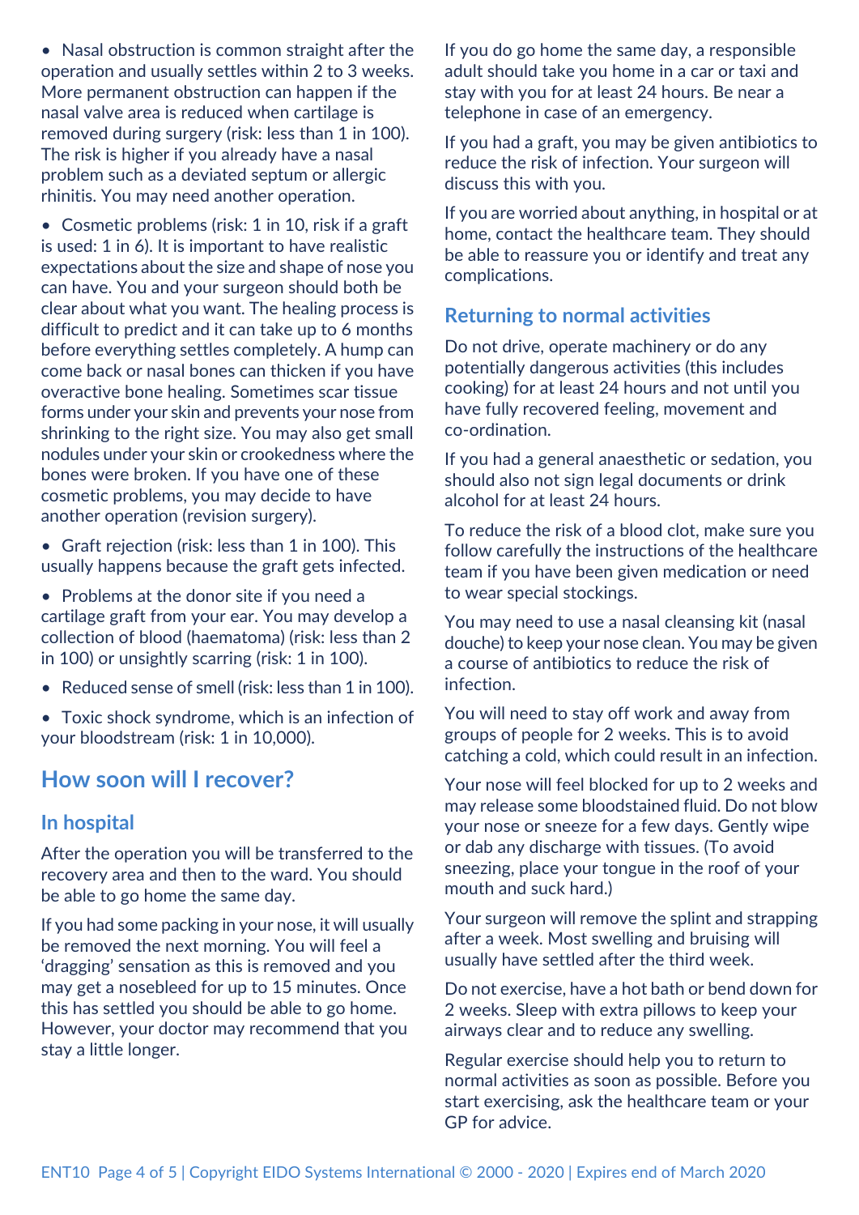- Nasal obstruction is common straight after the operation and usually settles within 2 to 3 weeks. More permanent obstruction can happen if the nasal valve area is reduced when cartilage is removed during surgery (risk: less than 1 in 100). The risk is higher if you already have a nasal problem such as a deviated septum or allergic rhinitis. You may need another operation.
- Cosmetic problems (risk: 1 in 10, risk if a graft is used: 1 in 6). It is important to have realistic expectations about the size and shape of nose you can have. You and your surgeon should both be clear about what you want. The healing process is difficult to predict and it can take up to 6 months before everything settles completely. A hump can come back or nasal bones can thicken if you have overactive bone healing. Sometimes scar tissue forms under your skin and prevents your nose from shrinking to the right size. You may also get small nodules under your skin or crookedness where the bones were broken. If you have one of these cosmetic problems, you may decide to have another operation (revision surgery).
- Graft rejection (risk: less than 1 in 100). This usually happens because the graft gets infected.
- Problems at the donor site if you need a cartilage graft from your ear. You may develop a collection of blood (haematoma) (risk: less than 2 in 100) or unsightly scarring (risk: 1 in 100).
- Reduced sense of smell (risk: less than 1 in 100).
- Toxic shock syndrome, which is an infection of your bloodstream (risk: 1 in 10,000).

## How soon will I recover?

### In hospital

After the operation you will be transferred to the recovery area and then to the ward. You should be able to go home the same day.

If you had some packing in your nose, it will usually be removed the next morning. You will feel a 'dragging' sensation as this is removed and you may get a nosebleed for up to 15 minutes. Once this has settled you should be able to go home. However, your doctor may recommend that you stay a little longer.

If you do go home the same day, a responsible adult should take you home in a car or taxi and stay with you for at least 24 hours. Be near a telephone in case of an emergency.

If you had a graft, you may be given antibiotics to reduce the risk of infection. Your surgeon will discuss this with you.

If you are worried about anything, in hospital or at home, contact the healthcare team. They should be able to reassure you or identify and treat any complications.

### Returning to normal activities

Do not drive, operate machinery or do any potentially dangerous activities (this includes cooking) for at least 24 hours and not until you have fully recovered feeling, movement and co-ordination.

If you had a general anaesthetic or sedation, you should also not sign legal documents or drink alcohol for at least 24 hours.

To reduce the risk of a blood clot, make sure you follow carefully the instructions of the healthcare team if you have been given medication or need to wear special stockings.

You may need to use a nasal cleansing kit (nasal douche) to keep your nose clean. You may be given a course of antibiotics to reduce the risk of infection.

You will need to stay off work and away from groups of people for 2 weeks. This is to avoid catching a cold, which could result in an infection.

Your nose will feel blocked for up to 2 weeks and may release some bloodstained fluid. Do not blow your nose or sneeze for a few days. Gently wipe or dab any discharge with tissues. (To avoid sneezing, place your tongue in the roof of your mouth and suck hard.)

Your surgeon will remove the splint and strapping after a week. Most swelling and bruising will usually have settled after the third week.

Do not exercise, have a hot bath or bend down for 2 weeks. Sleep with extra pillows to keep your airways clear and to reduce any swelling.

Regular exercise should help you to return to normal activities as soon as possible. Before you start exercising, ask the healthcare team or your GP for advice.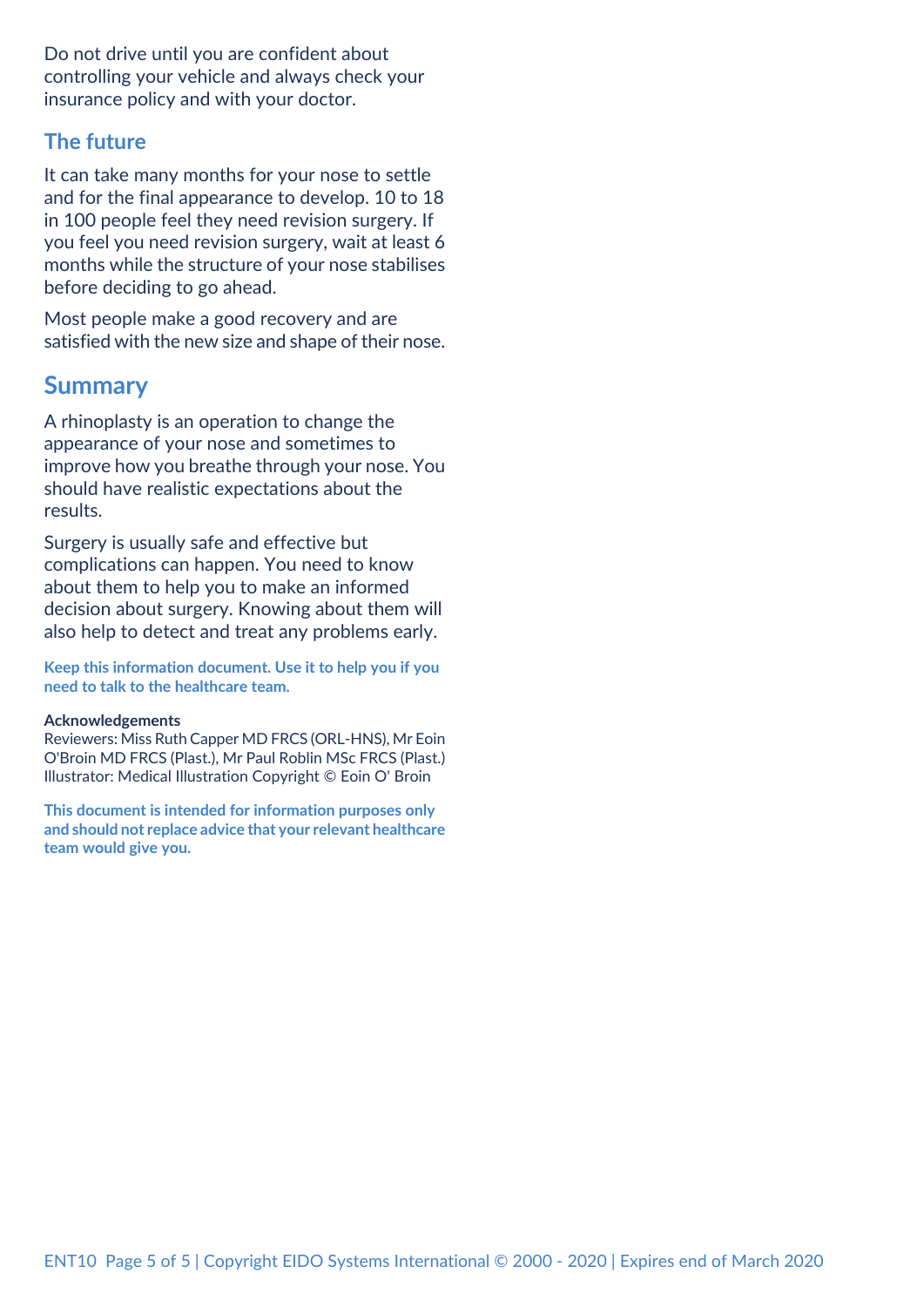Do not drive until you are confident about controlling your vehicle and always check your insurance policy and with your doctor.

### The future

It can take many months for your nose to settle and for the final appearance to develop. 10 to 18 in 100 people feel they need revision surgery. If you feel you need revision surgery, wait at least 6 months while the structure of your nose stabilises before deciding to go ahead.

Most people make a good recovery and are satisfied with the new size and shape of their nose.

## Summary

A rhinoplasty is an operation to change the appearance of your nose and sometimes to improve how you breathe through your nose. You should have realistic expectations about the results.

Surgery is usually safe and effective but complications can happen. You need to know about them to help you to make an informed decision about surgery. Knowing about them will also help to detect and treat any problems early.

**Keep this information document. Use it to help you if you need to talk to the healthcare team.**

**Acknowledgements**
Reviewers: Miss Ruth Capper MD FRCS (ORL-HNS), Mr Eoin O'Broin MD FRCS (Plast.), Mr Paul Roblin MSc FRCS (Plast.)
Illustrator: Medical Illustration Copyright © Eoin O' Broin

**This document is intended for information purposes only and should not replace advice that your relevant healthcare team would give you.**